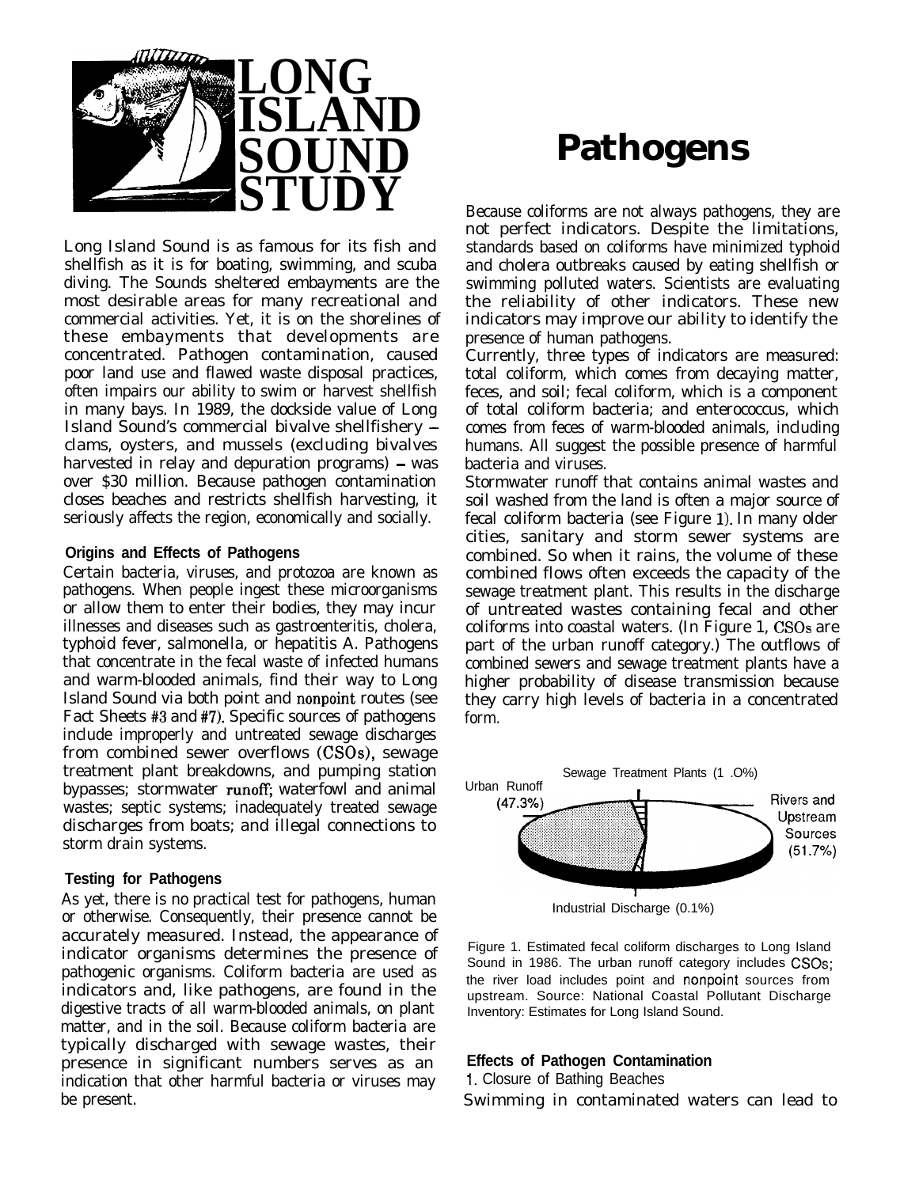**LONG ISLAND SOUND STUDY**

# Pathogens

Long Island Sound is as famous for its fish and shellfish as it is for boating, swimming, and scuba diving. The Sounds sheltered embayments are the most desirable areas for many recreational and commercial activities. Yet, it is on the shorelines of these embayments that developments are concentrated. Pathogen contamination, caused poor land use and flawed waste disposal practices, often impairs our ability to swim or harvest shellfish in many bays. In 1989, the dockside value of Long Island Sound's commercial bivalve shellfishery – clams, oysters, and mussels (excluding bivalves harvested in relay and depuration programs) – was over $30 million. Because pathogen contamination closes beaches and restricts shellfish harvesting, it seriously affects the region, economically and socially.

### Origins and Effects of Pathogens

Certain bacteria, viruses, and protozoa are known as pathogens. When people ingest these microorganisms or allow them to enter their bodies, they may incur illnesses and diseases such as gastroenteritis, cholera, typhoid fever, salmonella, or hepatitis A. Pathogens that concentrate in the fecal waste of infected humans and warm-blooded animals, find their way to Long Island Sound via both point and nonpoint routes (see Fact Sheets #3 and #7). Specific sources of pathogens include improperly and untreated sewage discharges from combined sewer overflows (CSOs), sewage treatment plant breakdowns, and pumping station bypasses; stormwater runoff; waterfowl and animal wastes; septic systems; inadequately treated sewage discharges from boats; and illegal connections to storm drain systems.

### Testing for Pathogens

As yet, there is no practical test for pathogens, human or otherwise. Consequently, their presence cannot be accurately measured. Instead, the appearance of indicator organisms determines the presence of pathogenic organisms. Coliform bacteria are used as indicators and, like pathogens, are found in the digestive tracts of all warm-blooded animals, on plant matter, and in the soil. Because coliform bacteria are typically discharged with sewage wastes, their presence in significant numbers serves as an indication that other harmful bacteria or viruses may be present.

Because coliforms are not always pathogens, they are not perfect indicators. Despite the limitations, standards based on coliforms have minimized typhoid and cholera outbreaks caused by eating shellfish or swimming polluted waters. Scientists are evaluating the reliability of other indicators. These new indicators may improve our ability to identify the presence of human pathogens.

Currently, three types of indicators are measured: total coliform, which comes from decaying matter, feces, and soil; fecal coliform, which is a component of total coliform bacteria; and enterococcus, which comes from feces of warm-blooded animals, including humans. All suggest the possible presence of harmful bacteria and viruses.

Stormwater runoff that contains animal wastes and soil washed from the land is often a major source of fecal coliform bacteria (see Figure 1). In many older cities, sanitary and storm sewer systems are combined. So when it rains, the volume of these combined flows often exceeds the capacity of the sewage treatment plant. This results in the discharge of untreated wastes containing fecal and other coliforms into coastal waters. (In Figure 1, CSOs are part of the urban runoff category.) The outflows of combined sewers and sewage treatment plants have a higher probability of disease transmission because they carry high levels of bacteria in a concentrated form.

Sewage Treatment Plants (1.0%)
Urban Runoff (47.3%)
Rivers and Upstream Sources (51.7%)
Industrial Discharge (0.1%)

Figure 1. Estimated fecal coliform discharges to Long Island Sound in 1986. The urban runoff category includes CSOs; the river load includes point and nonpoint sources from upstream. Source: National Coastal Pollutant Discharge Inventory: Estimates for Long Island Sound.

### Effects of Pathogen Contamination

1. Closure of Bathing Beaches

Swimming in contaminated waters can lead to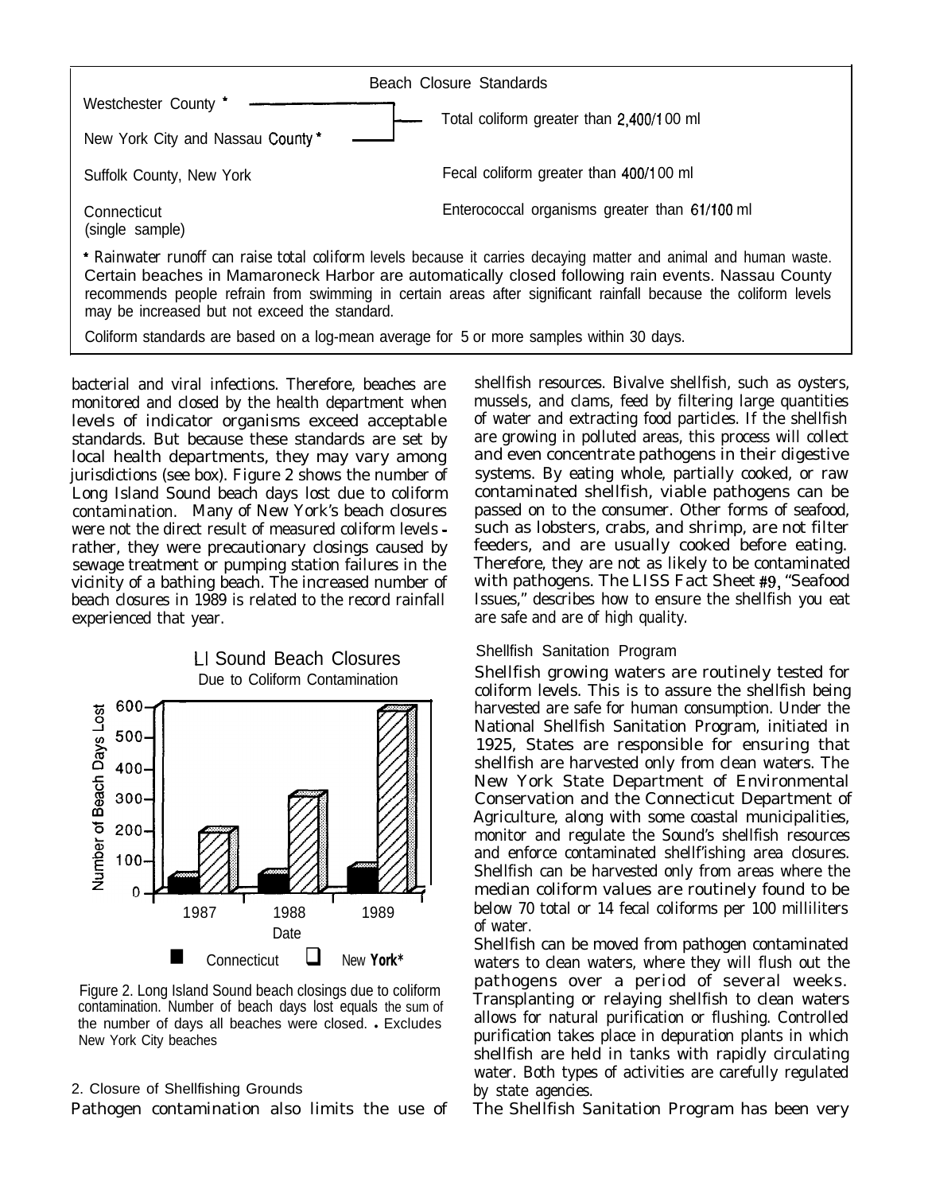| Beach Closure Standards | |
|---|---|
| Westchester County * | Total coliform greater than 2,400/100 ml |
| New York City and Nassau County * | Total coliform greater than 2,400/100 ml |
| Suffolk County, New York | Fecal coliform greater than 400/100 ml |
| Connecticut (single sample) | Enterococcal organisms greater than 61/100 ml |

* Rainwater runoff can raise total coliform levels because it carries decaying matter and animal and human waste. Certain beaches in Mamaroneck Harbor are automatically closed following rain events. Nassau County recommends people refrain from swimming in certain areas after significant rainfall because the coliform levels may be increased but not exceed the standard.

Coliform standards are based on a log-mean average for 5 or more samples within 30 days.

bacterial and viral infections. Therefore, beaches are monitored and closed by the health department when levels of indicator organisms exceed acceptable standards. But because these standards are set by local health departments, they may vary among jurisdictions (see box). Figure 2 shows the number of Long Island Sound beach days lost due to coliform contamination. Many of New York's beach closures were not the direct result of measured coliform levels - rather, they were precautionary closings caused by sewage treatment or pumping station failures in the vicinity of a bathing beach. The increased number of beach closures in 1989 is related to the record rainfall experienced that year.

LI Sound Beach Closures
Due to Coliform Contamination

Figure 2. Long Island Sound beach closings due to coliform contamination. Number of beach days lost equals the sum of the number of days all beaches were closed. * Excludes New York City beaches

### 2. Closure of Shellfishing Grounds

Pathogen contamination also limits the use of shellfish resources. Bivalve shellfish, such as oysters, mussels, and clams, feed by filtering large quantities of water and extracting food particles. If the shellfish are growing in polluted areas, this process will collect and even concentrate pathogens in their digestive systems. By eating whole, partially cooked, or raw contaminated shellfish, viable pathogens can be passed on to the consumer. Other forms of seafood, such as lobsters, crabs, and shrimp, are not filter feeders, and are usually cooked before eating. Therefore, they are not as likely to be contaminated with pathogens. The LISS Fact Sheet #9, "Seafood Issues," describes how to ensure the shellfish you eat are safe and are of high quality.

#### Shellfish Sanitation Program

Shellfish growing waters are routinely tested for coliform levels. This is to assure the shellfish being harvested are safe for human consumption. Under the National Shellfish Sanitation Program, initiated in 1925, States are responsible for ensuring that shellfish are harvested only from clean waters. The New York State Department of Environmental Conservation and the Connecticut Department of Agriculture, along with some coastal municipalities, monitor and regulate the Sound's shellfish resources and enforce contaminated shellfishing area closures. Shellfish can be harvested only from areas where the median coliform values are routinely found to be below 70 total or 14 fecal coliforms per 100 milliliters of water.

Shellfish can be moved from pathogen contaminated waters to clean waters, where they will flush out the pathogens over a period of several weeks. Transplanting or relaying shellfish to clean waters allows for natural purification or flushing. Controlled purification takes place in depuration plants in which shellfish are held in tanks with rapidly circulating water. Both types of activities are carefully regulated by state agencies.

The Shellfish Sanitation Program has been very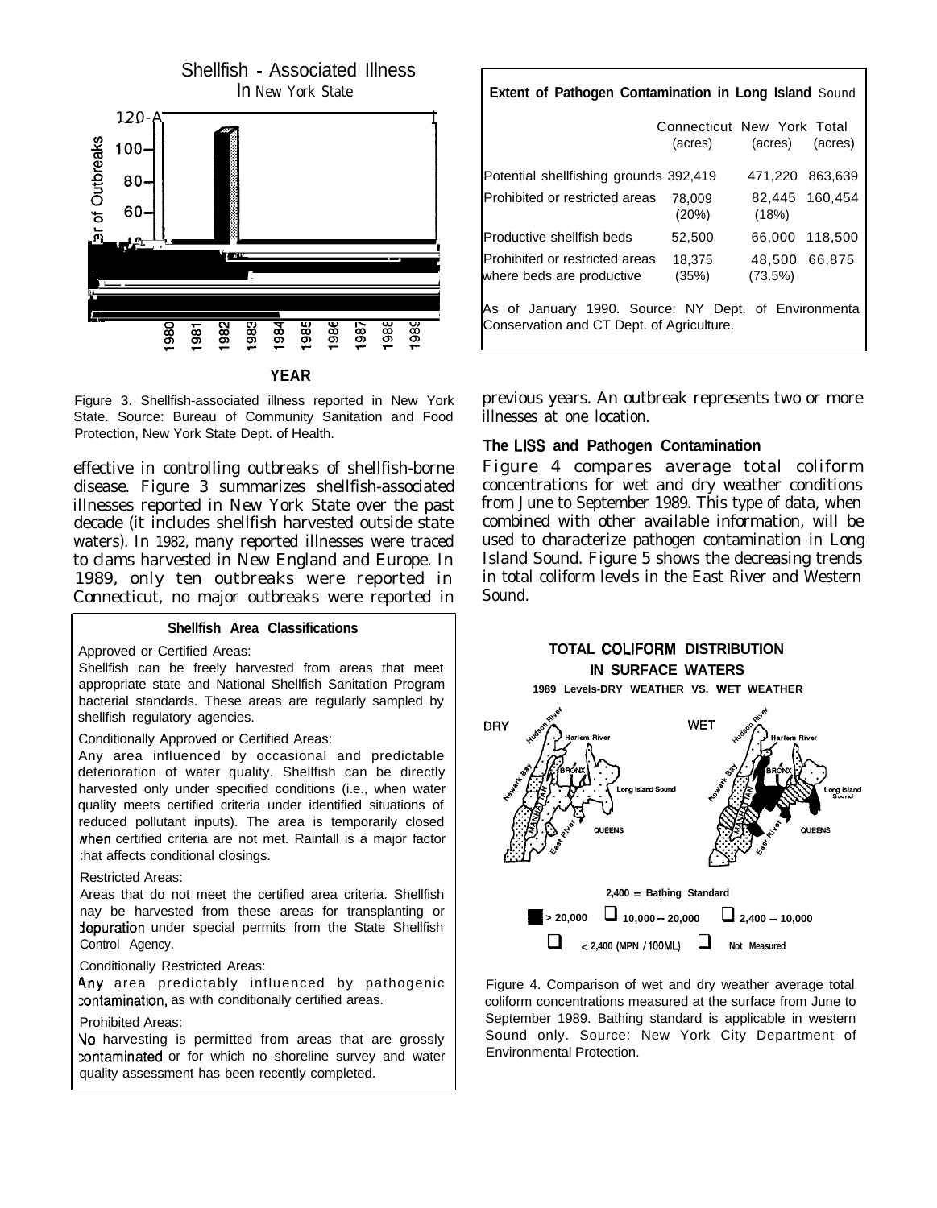Figure 3. Shellfish-associated illness reported in New York State. Source: Bureau of Community Sanitation and Food Protection, New York State Dept. of Health.

effective in controlling outbreaks of shellfish-borne disease. Figure 3 summarizes shellfish-associated illnesses reported in New York State over the past decade (it includes shellfish harvested outside state waters). In 1982, many reported illnesses were traced to clams harvested in New England and Europe. In 1989, only ten outbreaks were reported in Connecticut, no major outbreaks were reported in previous years. An outbreak represents two or more illnesses at one location.

**Shellfish Area Classifications**

Approved or Certified Areas:

Shellfish can be freely harvested from areas that meet appropriate state and National Shellfish Sanitation Program bacterial standards. These areas are regularly sampled by shellfish regulatory agencies.

Conditionally Approved or Certified Areas:

Any area influenced by occasional and predictable deterioration of water quality. Shellfish can be directly harvested only under specified conditions (i.e., when water quality meets certified criteria under identified situations of reduced pollutant inputs). The area is temporarily closed when certified criteria are not met. Rainfall is a major factor that affects conditional closings.

Restricted Areas:

Areas that do not meet the certified area criteria. Shellfish may be harvested from these areas for transplanting or depuration under special permits from the State Shellfish Control Agency.

Conditionally Restricted Areas:

Any area predictably influenced by pathogenic contamination, as with conditionally certified areas.

Prohibited Areas:

No harvesting is permitted from areas that are grossly contaminated or for which no shoreline survey and water quality assessment has been recently completed.

**Extent of Pathogen Contamination in Long Island Sound**

| | Connecticut (acres) | New York (acres) | Total (acres) |
|---|---|---|---|
| Potential shellfishing grounds | 392,419 | 471,220 | 863,639 |
| Prohibited or restricted areas | 78,009 (20%) | 82,445 (18%) | 160,454 |
| Productive shellfish beds | 52,500 | 66,000 | 118,500 |
| Prohibited or restricted areas where beds are productive | 18,375 (35%) | 48,500 (73.5%) | 66,875 |

As of January 1990. Source: NY Dept. of Environmental Conservation and CT Dept. of Agriculture.

### The LISS and Pathogen Contamination

Figure 4 compares average total coliform concentrations for wet and dry weather conditions from June to September 1989. This type of data, when combined with other available information, will be used to characterize pathogen contamination in Long Island Sound. Figure 5 shows the decreasing trends in total coliform levels in the East River and Western Sound.

Figure 4. Comparison of wet and dry weather average total coliform concentrations measured at the surface from June to September 1989. Bathing standard is applicable in western Sound only. Source: New York City Department of Environmental Protection.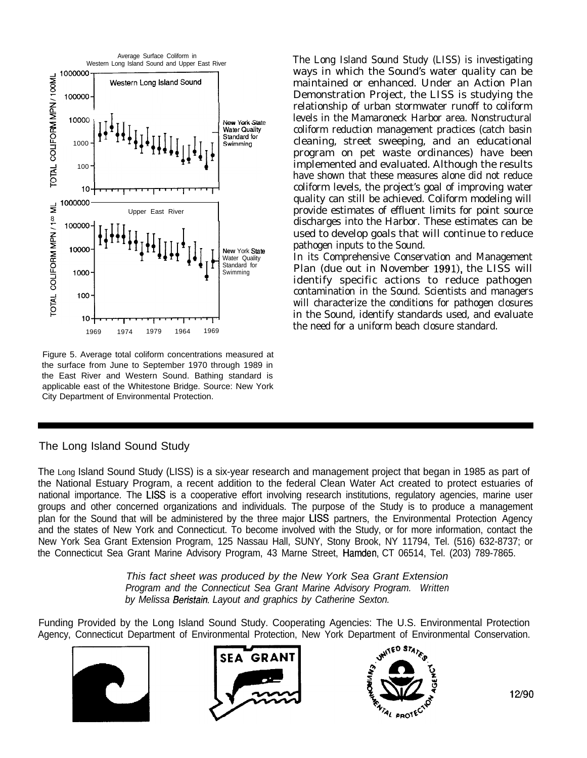Average Surface Coliform in Western Long Island Sound and Upper East River

Western Long Island Sound

TOTAL COLIFORM MPN / 100ML

1000000

100000

10000

1000

100

10

New York State Water Quality Standard for Swimming

Upper East River

TOTAL COLIFORM MPN / 1∞ ML

1000000

100000

10000

1000

100

10

New York State Water Quality Standard for Swimming

1969 1974 1979 1964 1969

Figure 5. Average total coliform concentrations measured at the surface from June to September 1970 through 1989 in the East River and Western Sound. Bathing standard is applicable east of the Whitestone Bridge. Source: New York City Department of Environmental Protection.

The Long Island Sound Study (LISS) is investigating ways in which the Sound's water quality can be maintained or enhanced. Under an Action Plan Demonstration Project, the LISS is studying the relationship of urban stormwater runoff to coliform levels in the Mamaroneck Harbor area. Nonstructural coliform reduction management practices (catch basin cleaning, street sweeping, and an educational program on pet waste ordinances) have been implemented and evaluated. Although the results have shown that these measures alone did not reduce coliform levels, the project's goal of improving water quality can still be achieved. Coliform modeling will provide estimates of effluent limits for point source discharges into the Harbor. These estimates can be used to develop goals that will continue to reduce pathogen inputs to the Sound.

In its Comprehensive Conservation and Management Plan (due out in November 1991), the LISS will identify specific actions to reduce pathogen contamination in the Sound. Scientists and managers will characterize the conditions for pathogen closures in the Sound, identify standards used, and evaluate the need for a uniform beach closure standard.

## The Long Island Sound Study

The Long Island Sound Study (LISS) is a six-year research and management project that began in 1985 as part of the National Estuary Program, a recent addition to the federal Clean Water Act created to protect estuaries of national importance. The LISS is a cooperative effort involving research institutions, regulatory agencies, marine user groups and other concerned organizations and individuals. The purpose of the Study is to produce a management plan for the Sound that will be administered by the three major LISS partners, the Environmental Protection Agency and the states of New York and Connecticut. To become involved with the Study, or for more information, contact the New York Sea Grant Extension Program, 125 Nassau Hall, SUNY, Stony Brook, NY 11794, Tel. (516) 632-8737; or the Connecticut Sea Grant Marine Advisory Program, 43 Marne Street, Hamden, CT 06514, Tel. (203) 789-7865.

*This fact sheet was produced by the New York Sea Grant Extension Program and the Connecticut Sea Grant Marine Advisory Program. Written by Melissa Beristain. Layout and graphics by Catherine Sexton.*

Funding Provided by the Long Island Sound Study. Cooperating Agencies: The U.S. Environmental Protection Agency, Connecticut Department of Environmental Protection, New York Department of Environmental Conservation.

SEA GRANT

UNITED STATES ENVIRONMENTAL PROTECTION AGENCY

12/90